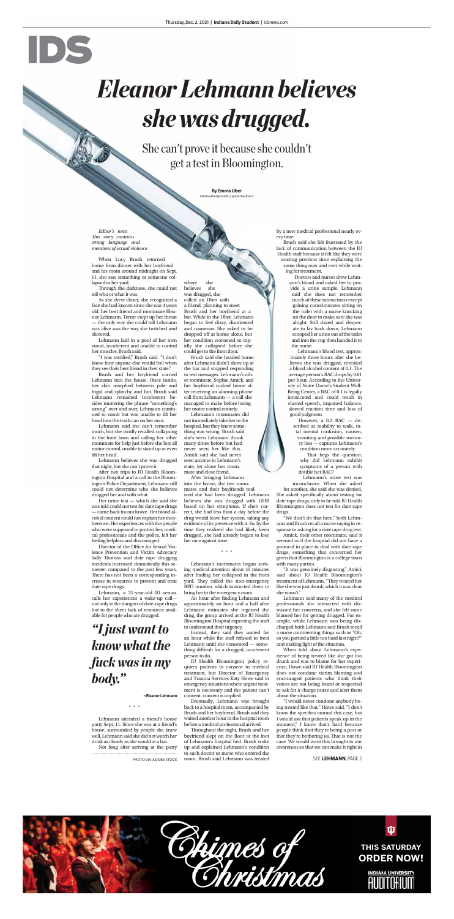# *Eleanor Lehmann believes she was drugged.*

She can't prove it because she couldn't get a test in Bloomington.

**By Emma Uber**
emmauber@iu.edu | @emmauber7

*Editor's note: This story contains strong language and mentions of sexual violence.*

When Lucy Brush returned home from dinner with her boyfriend and his mom around midnight on Sept. 11, she saw something or someone collapsed in her yard.

Through the darkness, she could not tell who or what it was.

As she drew closer, she recognized a face she had known since she was 4 years old: her best friend and roommate Eleanor Lehmann. Terror crept up her throat — the only way she could tell Lehmann was alive was the way she twitched and shivered.

Lehmann laid in a pool of her own vomit, incoherent and unable to control her muscles, Brush said.

"I was terrified," Brush said. "I don't know how anyone else would feel when they see their best friend in their state."

Brush and her boyfriend carried Lehmann into the house. Once inside, her skin morphed between pale and frigid and splotchy and hot. Brush said Lehmann remained incoherent besides muttering the phrase "something's wrong" over and over. Lehmann continued to vomit but was unable to lift her head into the trash can on her own.

Lehmann said she can't remember much, but she vividly recalled collapsing in the front lawn and calling her other roommate for help just before she lost all motor control, unable to stand up or even lift her head.

Lehmann believes she was drugged that night, but she can't prove it.

After two trips to IU Health Bloomington Hospital and a call to the Bloomington Police Department, Lehmann still could not determine who she believes drugged her and with what.

Her urine test — which she said she was told could not test for date rape drugs — came back inconclusive. Her blood alcohol content could not explain her incoherence. Her experiences with the people who were supposed to protect her, medical professionals and the police, left her feeling helpless and discouraged.

Director of the Office for Sexual Violence Prevention and Victim Advocacy Sally Thomas said date rape drugging incidents increased dramatically this semester compared to the past few years. There has not been a corresponding increase in resources to prevent and treat date rape drugs.

Lehmann, a 21-year-old IU senior, calls her experiences a wake-up call— not only to the dangers of date-rape drugs but to the sheer lack of resources available for people who are drugged.

> ***"I just want to know what the fuck was in my body."***
>
> **—Eleanor Lehmann**

\* \* \*

Lehmann attended a friend's house party Sept. 11. Since she was at a friend's house, surrounded by people she knew well, Lehmann said she did not watch her drink as closely as she would at a bar.

Not long after arriving at the party where she believes she was drugged, she called an Uber with a friend, planning to meet Brush and her boyfriend at a bar. While in the Uber, Lehmann began to feel dizzy, disoriented and nauseous. She asked to be dropped off at home alone, but her condition worsened so rapidly she collapsed before she could get to the front door.

Brush said she headed home after Lehmann didn't show up at the bar and stopped responding to text messages. Lehmann's other roommate, Sophie Amick, and her boyfriend rushed home after receiving an alarming phone call from Lehmann — a call she managed to make before losing her motor control entirely.

Lehmann's roommates did not immediately take her to the hospital, but they knew something was wrong. Brush said she's seen Lehmann drunk many times before but had never seen her like this. Amick said she had never seen anyone in Lehmann's state, let alone her roommate and close friend.

After bringing Lehmann into the house, the two roommates and their boyfriends realized she had been drugged. Lehmann believes she was drugged with GHB based on her symptoms. If she's correct, she had less than a day before the drug would leave her system, taking any evidence of its presence with it. So, by the time they realized she had likely been drugged, she had already begun to lose her race against time.

\* \* \*

Lehmann's roommates began seeking medical attention about 45 minutes after finding her collapsed in the front yard. They called the non-emergency BPD number, which instructed them to bring her to the emergency room.

An hour after finding Lehmann and approximately an hour and a half after Lehmann estimates she ingested the drug, the group arrived at the IU Health Bloomington Hospital expecting the staff to understand their urgency.

Instead, they said they waited for an hour while the staff refused to treat Lehmann until she consented — something difficult for a drugged, incoherent person to do.

IU Health Bloomington policy requires patients to consent to medical treatment, but Director of Emergency and Trauma Services Katy Howe said in emergency situations where urgent treatment is necessary and the patient can't consent, consent is implied.

Eventually, Lehmann was brought back to a hospital room, accompanied by Brush and her boyfriend. Brush said they waited another hour in the hospital room before a medical professional arrived.

Throughout the night, Brush and her boyfriend slept on the floor at the foot of Lehmann's hospital bed. Brush woke up and explained Lehmann's condition to each doctor or nurse who entered the room. Brush said Lehmann was treated by a new medical professional nearly every time.

Brush said she felt frustrated by the lack of communication between the IU Health staff because it felt like they were wasting precious time explaining the same thing over and over while waiting for treatment.

Doctors and nurses drew Lehmann's blood and asked her to provide a urine sample. Lehmann said she does not remember much of these interactions except gaining consciousness sitting on the toilet with a nurse knocking on the door to make sure she was alright. Still dazed and desperate to lay back down, Lehmann scooped her urine out of the toilet and into the cup then handed it to the nurse.

Lehmann's blood test, approximately three hours after she believes she was drugged, revealed a blood alcohol content of 0.1. The average person's BAC drops by 0.01 per hour. According to the University of Notre Dame's Student Well-Being Center, a BAC of 0.1 is legally intoxicated and could result in slurred speech, impaired balance, slowed reaction time and loss of good judgment.

However, a 0.2 BAC — described as inability to walk, total mental confusion, nausea, vomiting and possible memory loss — captures Lehmann's condition more accurately.

That begs the question: why did Lehmann exhibit symptoms of a person with double her BAC?

Lehmann's urine test was inconclusive. When she asked for another, she said she was denied. She asked specifically about testing for date rape drugs, only to be told IU Health Bloomington does not test for date rape drugs.

"We don't do that here," both Lehmann and Brush recall a nurse saying in response to asking for a date rape drug test.

Amick, their other roommate, said it seemed as if the hospital did not have a protocol in place to deal with date rape drugs, something that concerned her given that Bloomington is a college town with many parties.

"It was genuinely disgusting," Amick said about IU Health Bloomington's treatment of Lehmann. "They treated her like she was just drunk, which it was clear she wasn't."

Lehmann said many of the medical professionals she interacted with dismissed her concerns, and she felt some blamed her for getting drugged. For example, while Lehmann was being discharged both Lehmann and Brush recall a nurse commenting things such as "Oh, so you partied a little too hard last night?" and making light of the situation.

When told about Lehmann's experience of being treated like she got too drunk and was to blame for her experience, Howe said IU Health Bloomington does not condone victim blaming and encouraged patients who think their voices are not being heard or respected to ask for a charge nurse and alert them about the situation.

"I would never condone anybody being treated like that," Howe said. "I don't know the specifics around this case, but I would ask that patients speak up in the moment." I know that's hard because people think that they're being a pest or that they're bothering us. That is not the case. We would want this brought to our awareness so that we can make it right in

SEE **LEHMANN**, PAGE 2

PHOTO VIA ADOBE STOCK

*Chimes of Christmas*

**THIS SATURDAY ORDER NOW!**

INDIANA UNIVERSITY AUDITORIUM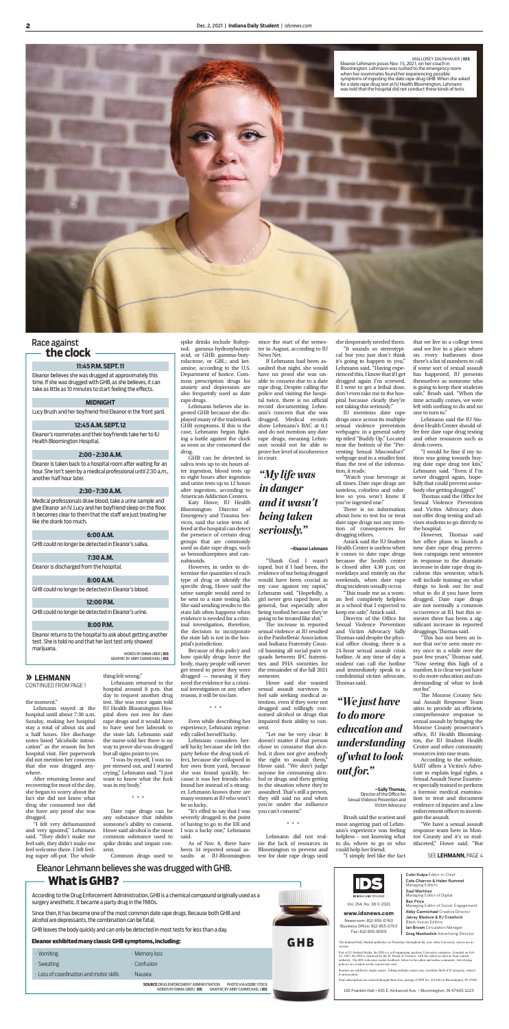MALLORY DAUNHAUER | IDS
Eleanor Lehmann poses Nov. 15, 2021, on her couch in Bloomington. Lehmann was rushed to the emergency room when her roommates found her experiencing possible symptoms of ingesting the date rape drug GHB. When she asked for a date rape drug test at IU Health Bloomington, Lehmann was told that the hospital did not conduct these kinds of tests.

## Race against the clock

**11:45 P.M. SEPT. 11**

Eleanor believes she was drugged at approximately this time. If she was drugged with GHB, as she believes, it can take as little as 10 minutes to start feeling the effects.

**MIDNIGHT**

Lucy Brush and her boyfriend find Eleanor in the front yard.

**12:45 A.M. SEPT. 12**

Eleanor's roommates and their boyfriends take her to IU Health Bloomington Hospital.

**2:00 - 2:30 A.M.**

Eleanor is taken back to a hospital room after waiting for an hour. She isn't seen by a medical professional until 2:30 a.m., another half hour later.

**2:30 - 7:30 A.M.**

Medical professionals draw blood, take a urine sample and give Eleanor an IV. Lucy and her boyfriend sleep on the floor. It becomes clear to them that the staff are just treating her like she drank too much.

**6:00 A.M.**

GHB could no longer be detected in Eleanor's saliva.

**7:30 A.M.**

Eleanor is discharged from the hospital.

**8:00 A.M.**

GHB could no longer be detected in Eleanor's blood.

**12:00 P.M.**

GHB could no longer be detected in Eleanor's urine.

**8:00 P.M.**

Eleanor returns to the hospital to ask about getting another test. She is told no and that her last test only showed marijuana.

WORDS BY EMMA UBER | IDS
GRAPHIC BY ABBY CARMICHAEL | IDS

**» LEHMANN**
CONTINUED FROM PAGE 1

the moment."

Lehmann stayed at the hospital until about 7:30 a.m. Sunday, making her hospital stay a total of about six and a half hours. Her discharge notes listed "alcoholic intoxication" as the reason for her hospital visit. Her paperwork did not mention her concerns that she was drugged anywhere.

After returning home and recovering for most of the day, she began to worry about the fact she did not know what drug she consumed nor did she have any proof she was drugged.

"I felt very dehumanized and very ignored," Lehmann said. "They didn't make me feel safe, they didn't make me feel welcome there. I left feeling super off-put. The whole thing felt wrong."

Lehmann returned to the hospital around 8 p.m. that day to request another drug test. She was once again told IU Health Bloomington Hospital does not test for date rape drugs and it would have to have sent her labwork to the state lab. Lehmann said the nurse told her there is no way to prove she was drugged but all signs point to yes.

"I was by myself, I was super stressed out, and I started crying," Lehmann said. "I just want to know what the fuck was in my body."

\* \* \*

Date rape drugs can be any substance that inhibits someone's ability to consent. How said alcohol is the most common substance used to spike drinks and impair consent.

Common drugs used to spike drinks include Rohypnol; gamma-hydroxybutyric acid, or GHB; gamma-butyrolactone, or GBL; and ketamine, according to the U.S. Department of Justice. Common prescription drugs for anxiety and depression are also frequently used as date rape drugs.

Lehmann believes she ingested GHB because she displayed many of the trademark GHB symptoms. If this is the case, Lehmann began fighting a battle against the clock as soon as she consumed the drug.

GHB can be detected in saliva tests up to six hours after ingestion, blood tests up to eight hours after ingestion and urine tests up to 12 hours after ingestion, according to American Addiction Centers.

Katy Howe, IU Health Bloomington Director of Emergency and Trauma Services, said the urine tests offered at the hospital can detect the presence of certain drug groups that are commonly used as date rape drugs, such as benzodiazepines and cannabinoids.

However, in order to determine the quantities of each type of drug or identify the specific drug, Howe said the urine sample would need to be sent to a state testing lab. She said sending results to the state lab often happens when evidence is needed for a criminal investigation, therefore, the decision to incorporate the state lab is not in the hospital's jurisdiction.

Because of this policy and how quickly drugs leave the body, many people will never get tested to prove they were drugged — meaning if they need the evidence for a criminal investigation or any other reason, it will be too late.

\* \* \*

Even while describing her experience, Lehmann repeatedly called herself lucky.

Lehmann considers herself lucky because she left the party before the drug took effect, because she collapsed in her own front yard, because she was found quickly, because it was her friends who found her instead of a stranger. Lehmann knows there are many women at IU who won't be so lucky.

"It's effed to say that I was severely drugged to the point of having to go to the ER and I was a lucky one," Lehmann said.

As of Nov. 8, there have been 34 reported sexual assaults at IU-Bloomington since the start of the semester in August, according to IU News Net.

If Lehmann had been assaulted that night, she would have no proof she was unable to consent due to a date rape drug. Despite calling the police and visiting the hospital twice, there is no official record documenting Lehmann's concern that she was drugged. Medical records show Lehmann's BAC at 0.1 and do not mention any date rape drugs, meaning Lehmann would not be able to prove her level of incoherence in court.

> *"My life was in danger and it wasn't being taken seriously."*
>
> —Eleanor Lehmann

"Thank God I wasn't raped, but if I had been, the evidence of me being drugged would have been crucial in my case against my rapist," Lehmann said. "Hopefully, a girl never gets raped here, in general, but especially after being roofied because they're going to be treated like shit."

The increase in reported sexual violence at IU resulted in the Panhellenic Association and Indiana Fraternity Council banning all social pairs or quads between IFC fraternities and PHA sororities for the remainder of the fall 2021 semester.

Howe said she wanted sexual assault survivors to feel safe seeking medical attention, even if they were not drugged and willingly consumed alcohol or drugs that impaired their ability to consent.

"Let me be very clear: It doesn't matter if that person chose to consume that alcohol, it does not give anybody the right to assault them," Howe said. "We don't judge anyone for consuming alcohol or drugs and then getting in the situation where they're assaulted. That's still a person, they still said no and when you're under the influence you can't consent."

\* \* \*

Lehmann did not realize the lack of resources in Bloomington to prevent and test for date rape drugs until she desperately needed them.

"It sounds so stereotypical but you just don't think it's going to happen to you," Lehmann said. "Having experienced this, I know that if I get drugged again I'm screwed. If I were to get a lethal dose, don't even take me to the hospital because clearly they're not taking this seriously."

IU mentions date rape drugs once across its multiple sexual violence prevention webpages: in a general safety tip titled "Buddy Up." Located near the bottom of the "Preventing Sexual Misconduct" webpage and in a smaller font than the rest of the information, it reads:

"Watch your beverage at all times. Date rape drugs are tasteless, colorless and odorless so you won't know if you've ingested one."

There is no information about how to test for or treat date rape drugs nor any mention of consequences for drugging others.

Amick said the IU Student Health Center is useless when it comes to date rape drugs because the health center is closed after 4:30 p.m. on weekdays and entirely on the weekends, when date rape drug incidents usually occur.

"This made me as a woman feel completely helpless at a school that I expected to keep me safe," Amick said.

Director of the Office for Sexual Violence Prevention and Victim Advocacy Sally Thomas said despite the physical office closing, there is a 24-hour sexual assault crisis hotline. At any time of day a student can call the hotline and immediately speak to a confidential victim advocate, Thomas said.

> *"We just have to do more education and understanding of what to look out for."*
>
> —Sally Thomas, Director of the Office for Sexual Violence Prevention and Victim Advocacy

Brush said the scariest and most angering part of Lehmann's experience was feeling helpless – not knowing what to do, where to go or who could help her friend.

"I simply feel like the fact that we live in a college town and we live in a place where on every bathroom door there's a list of numbers to call if some sort of sexual assault has happened, IU presents themselves as someone who is going to keep their students safe," Brush said. "When the time actually comes, we were left with nothing to do and no one to turn to."

Lehmann said the IU Student Health Center should offer free date rape drug testing and other resources such as drink covers.

"I would be fine if my tuition was going towards buying date rape drug test kits," Lehmann said. "Even if I'm never drugged again, hopefully that could prevent somebody else getting drugged."

Thomas said the Office for Sexual Violence Prevention and Victim Advocacy does not offer drug testing and advises students to go directly to the hospital.

However, Thomas said her office plans to launch a new date rape drug prevention campaign next semester in response to the dramatic increase in date rape drug incidents this semester, which will include training on what things to look out for and what to do if you have been drugged. Date rape drugs are not normally a common occurrence at IU, but this semester there has been a significant increase in reported druggings, Thomas said.

"This has not been an issue that we've seen more every once in a while over the past few years," Thomas said. "Now seeing this high of a number, it is clear we just have to do more education and understanding of what to look out for."

The Monroe County Sexual Assault Response Team aims to provide an efficient, comprehensive response to sexual assault by bringing the Monroe County prosecutor's office, IU Health Bloomington, the IU Student Health Center and other community resources into one team.

According to the website, SART offers a Victim's Advocate to explain legal rights, a Sexual Assault Nurse Examiner specially trained to perform a forensic medical examination to treat and document evidence of injuries and a law enforcement officer to investigate the assault.

"We have a sexual assault response team here in Monroe County and it's so multifaceted," Howe said. "But

SEE **LEHMANN**, PAGE 4

## Eleanor Lehmann believes she was drugged with GHB.

## What is GHB?

According to the Drug Enforcement Administration, GHB is a chemical compound originally used as a surgery anesthetic. It became a party drug in the 1980s.

Since then, it has become one of the most common date rape drugs. Because both GHB and alcohol are depressants, the combination can be fatal.

GHB leaves the body quickly and can only be detected in most tests for less than a day.

**Eleanor exhibited many classic GHB symptoms, including:**

- Vomiting
- Sweating
- Loss of coordination and motor skills
- Memory loss
- Confusion
- Nausea

SOURCE DRUG ENFORCEMENT ADMINISTRATION   PHOTO VIA ADOBE STOCK
WORDS BY EMMA UBER | IDS   GRAPHIC BY ABBY CARMICHAEL | IDS

GHB

**IDS** INDIANA DAILY STUDENT

Vol. 154, No. 38 © 2021

**www.idsnews.com**

Newsroom: 812-855-0760
Business Office: 812-855-0763
Fax: 812-855-8009

**Colin Kulpa** Editor-in-Chief
**Cate Charron & Helen Rummel** Managing Editors
**Saul Martinez** Managing Editor of Digital
**Ben Price** Managing Editor of Social, Engagement
**Abby Carmichael** Creative Director
**Jaicey Bledsoe & RJ Crawford** Black Voices Editors
**Ian Brown** Circulation Manager
**Greg Menkedick** Advertising Director

The Indiana Daily Student publishes on Thursdays throughout the year while University classes are in session.

Part of IU Student Media, the IDS is a self-supporting auxiliary University enterprise. Founded on Feb. 22, 1867, the IDS is chartered by the IU Board of Trustees, with the editor-in-chief as final content authority. The IDS welcomes reader feedback, letters to the editor and online comments. Advertising policies are available on the current rate card.

Readers are entitled to single copies. Taking multiple copies may constitute theft of IU property, subject to prosecution.

Paid subscriptions are entered through third-class postage (USPS No. 261960) at Bloomington, IN 47405.

130 Franklin Hall • 601 E. Kirkwood Ave. • Bloomington, IN 47405-1223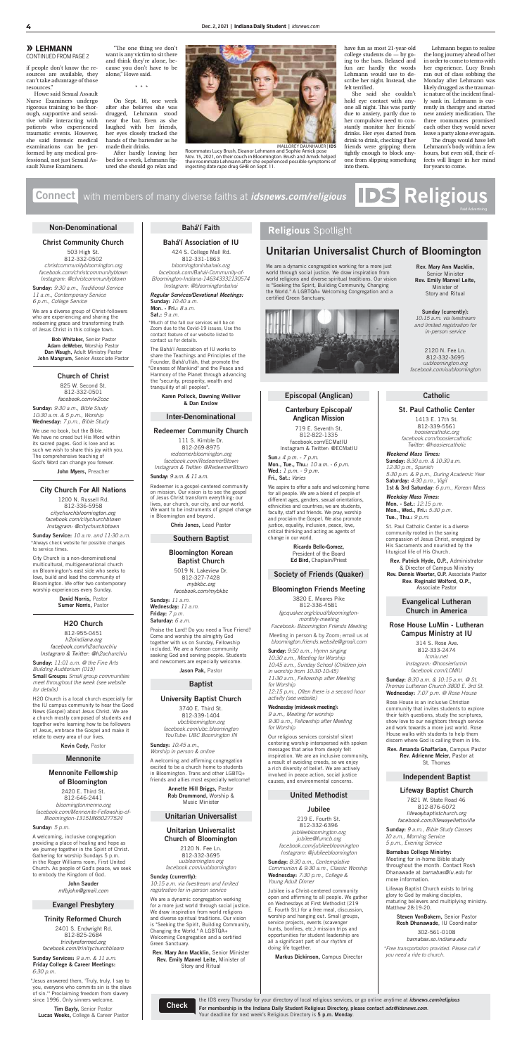## » LEHMANN

CONTINUED FROM PAGE 2

if people don't know the resources are available, they can't take advantage of those resources."

Howe said Sexual Assault Nurse Examiners undergo rigorous training to be thorough, supportive and sensitive while interacting with patients who experienced traumatic events. However, she said forensic medical examinations can be performed by any medical professional, not just Sexual Assault Nurse Examiners.

"The one thing we don't want is any victim to sit there and think they're alone, because you don't have to be alone," Howe said.

\* \* \*

On Sept. 18, one week after she believes she was drugged, Lehmann stood near the bar. Even as she laughed with her friends, her eyes closely tracked the hands of the bartender as he made their drinks.

After hardly leaving her bed for a week, Lehmann figured she should go relax and have fun as most 21-year-old college students do — by going to the bars. Relaxed and fun are hardly the words Lehmann would use to describe her night. Instead, she felt terrified.

She said she couldn't hold eye contact with anyone all night. This was partly due to anxiety, partly due to her compulsive need to constantly monitor her friends' drinks. Her eyes darted from drink to drink, checking if her friends were gripping them tightly enough to block anyone from slipping something into them.

Lehmann began to realize the long journey ahead of her in order to come to terms with her experience. Lucy Brush ran out of class sobbing the Monday after Lehmann was likely drugged as the traumatic nature of the incident finally sank in. Lehmann is currently in therapy and started new anxiety medication. The three roommates promised each other they would never leave a party alone ever again.

The drugs would have left Lehmann's body within a few hours, but even still, their effects will linger in her mind for years to come.

MALLOREY DAUNHAUER | IDS

Roommates Lucy Brush, Eleanor Lehmann and Sophie Amick pose Nov. 15, 2021, on their couch in Bloomington. Brush and Amick helped their roommate Lehmann after she experienced possible symptoms of ingesting date rape drug GHB on Sept. 11.

**Connect** with members of many diverse faiths at ***idsnews.com/religious*** **IDS Religious**

Paid Advertising

## Non-Denominational

### Christ Community Church

503 High St.
812-332-0502
*christcommunitybloomington.org*
*facebook.com/christcommunitybtown*
*Instagram: @christcommunitybtown*

**Sunday:** *9:30 a.m., Traditional Service*
*11 a.m., Contemporary Service*
*6 p.m., College Service*

We are a diverse group of Christ-followers who are experiencing and sharing the redeeming grace and transforming truth of Jesus Christ in this college town.

**Bob Whitaker,** Senior Pastor
**Adam deWeber,** Worship Pastor
**Dan Waugh,** Adult Ministry Pastor
**John Mangrum,** Senior Associate Pastor

### Church of Christ

825 W. Second St.
812-332-0501
*facebook.com/w2coc*

**Sunday:** *9:30 a.m., Bible Study*
*10:30 a.m. & 5 p.m., Worship*
**Wednesday:** *7 p.m., Bible Study*

We use no book, but the Bible. We have no creed but His Word within its sacred pages. God is love and as such we wish to share this joy with you. The comprehensive teaching of God's Word can change you forever.

**John Myers,** Preacher

### City Church For All Nations

1200 N. Russell Rd.
812-336-5958
*citychurchbloomington.org*
*facebook.com/citychurchbtown*
*Instagram: @citychurchbtown*

**Sunday Service:** *10 a.m. and 11:30 a.m.*
\*Always check website for possible changes to service times.

City Church is a non-denominational multicultural, multigenerational church on Bloomington's east side who seeks to love, build and lead the community of Bloomington. We offer two contemporary worship experiences every Sunday.

**David Norris,** Pastor
**Sumer Norris,** Pastor

### H2O Church

812-955-0451
*h2oindiana.org*
*facebook.com/h2ochurchiu*
*Instagram & Twitter: @h2ochurchiu*

**Sunday:** *11:01 a.m. @ the Fine Arts Building Auditorium (015)*
**Small Groups:** *Small group communities meet throughout the week (see website for details)*

H2O Church is a local church especially for the IU campus community to hear the Good News (Gospel) about Jesus Christ. We are a church mostly composed of students and together we're learning how to be followers of Jesus, embrace the Gospel and make it relate to every area of our lives.

**Kevin Cody,** Pastor

## Mennonite

### Mennonite Fellowship of Bloomington

2420 E. Third St.
812-646-2441
*bloomingtonmenno.org*
*facebook.com/Mennonite-Fellowship-of-Bloomington-131518650277524*

**Sunday:** *5 p.m.*

A welcoming, inclusive congregation providing a place of healing and hope as we journey together in the Spirit of Christ. Gathering for worship Sundays 5 p.m. in the Roger Williams room, First United Church. As people of God's peace, we seek to embody the Kingdom of God.

**John Sauder**
*mfbjohn@gmail.com*

## Evangel Presbytery

### Trinity Reformed Church

2401 S. Endwright Rd.
812-825-2684
*trinityreformed.org*
*facebook.com/trinitychurchbloom*

**Sunday Services:** *9 a.m. & 11 a.m.*
**Friday College & Career Meetings:** *6:30 p.m.*

"Jesus answered them, 'Truly, truly, I say to you, everyone who commits sin is the slave of sin.'" Proclaiming freedom from slavery since 1996. Only sinners welcome.

**Tim Bayly,** Senior Pastor
**Lucas Weeks,** College & Career Pastor

## Bahá'í Faith

### Bahá'í Association of IU

424 S. College Mall Rd.
812-331-1863
*bloomingtonbahais.org*
*facebook.com/Bahai-Community-of-Bloomington-Indiana-146343332130574*
*Instagram: @bloomingtonbahai*

***Regular Services/Devotional Meetings:***
**Sunday:** *10:40 a.m.*
**Mon. - Fri.:** *8 a.m.*
**Sat.:** *9 a.m.*

\*Much of the fall our services will be on Zoom due to the Covid-19 issues; Use the contact feature of our website listed to contact us for details.

The Bahá'í Association of IU works to share the Teachings and Principles of the Founder, Bahá'u'lláh, that promote the "Oneness of Mankind" and the Peace and Harmony of the Planet through advancing the "security, prosperity, wealth and tranquility of all peoples".

**Karen Pollock, Dawning Welliver & Dan Enslow**

## Inter-Denominational

### Redeemer Community Church

111 S. Kimble Dr.
812-269-8975
*redeemerbloomington.org*
*facebook.com/RedeemerBtown*
*Instagram & Twitter: @RedeemerBtown*

**Sunday:** *9 a.m. & 11 a.m.*

Redeemer is a gospel-centered community on mission. Our vision is to see the gospel of Jesus Christ transform everything: our lives, our church, our city, and our world. We want to be instruments of gospel change in Bloomington and beyond.

**Chris Jones,** Lead Pastor

## Southern Baptist

### Bloomington Korean Baptist Church

5019 N. Lakeview Dr.
812-327-7428
*mybkbc.org*
*facebook.com/mybkbc*

**Sunday:** *11 a.m.*
**Wednesday:** *11 a.m.*
**Friday:** *7 p.m.*
**Saturday:** *6 a.m.*

Praise the Lord! Do you need a True Friend? Come and worship the almighty God together with us on Sunday, Fellowship included. We are a Korean community seeking God and serving people. Students and newcomers are especially welcome.

**Jason Pak,** Pastor

## Baptist

### University Baptist Church

3740 E. Third St.
812-339-1404
*ubcbloomington.org*
*facebook.com/ubc.bloomington*
*YouTube: UBC Bloomington IN*

**Sunday:** *10:45 a.m., Worship in person & online*

A welcoming and affirming congregation excited to be a church home to students in Bloomington. Trans and other LGBTQ+ friends and allies most especially welcome!

**Annette Hill Briggs,** Pastor
**Rob Drummond,** Worship & Music Minister

## Unitarian Universalist

### Unitarian Universalist Church of Bloomington

2120 N. Fee Ln.
812-332-3695
*uubloomington.org*
*facebook.com/uubloomington*

**Sunday (currently):**
*10:15 a.m. via livestream and limited registration for in-person service*

We are a dynamic congregation working for a more just world through social justice. We draw inspiration from world religions and diverse spiritual traditions. Our vision is "Seeking the Spirit, Building Community, Changing the World." A LGBTQA+ Welcoming Congregation and a certified Green Sanctuary.

**Rev. Mary Ann Macklin,** Senior Minister
**Rev. Emily Manvel Leite,** Minister of Story and Ritual

## Religious Spotlight

# Unitarian Universalist Church of Bloomington

We are a dynamic congregation working for a more just world through social justice. We draw inspiration from world religions and diverse spiritual traditions. Our vision is "Seeking the Spirit, Building Community, Changing the World." A LGBTQA+ Welcoming Congregation and a certified Green Sanctuary.

**Rev. Mary Ann Macklin,** Senior Minister
**Rev. Emily Manvel Leite,** Minister of Story and Ritual

**Sunday (currently):**
*10:15 a.m. via livestream and limited registration for in-person service*

2120 N. Fee Ln.
812-332-3695
*uubloomington.org*
*facebook.com/uubloomington*

## Episcopal (Anglican)

### Canterbury Episcopal/ Anglican Mission

719 E. Seventh St.
812-822-1335
facebook.com/ECMatIU
Instagram & Twitter: @ECMatIU

**Sun.:** *4 p.m. - 7 p.m.*
**Mon., Tue., Thu.:** *10 a.m. - 6 p.m.*
**Wed.:** *1 p.m. - 9 p.m.*
**Fri., Sat.:** *Varies*

We aspire to offer a safe and welcoming home for all people. We are a blend of people of different ages, genders, sexual orientations, ethnicities and countries; we are students, faculty, staff and friends. We pray, worship and proclaim the Gospel. We also promote justice, equality, inclusion, peace, love, critical thinking and acting as agents of change in our world.

**Ricardo Bello-Gomez,** President of the Board
**Ed Bird,** Chaplain/Priest

## Society of Friends (Quaker)

### Bloomington Friends Meeting

3820 E. Moores Pike
812-336-4581
*fgcquaker.org/cloud/bloomington-monthly-meeting*
*Facebook: Bloomington Friends Meeting*

Meeting in person & by Zoom; email us at *bloomington.friends.website@gmail.com*

**Sunday:** *9:50 a.m., Hymn singing*
*10:30 a.m., Meeting for Worship*
*10:45 a.m., Sunday School (Children join in worship from 10:30-10:45)*
*11:30 a.m., Fellowship after Meeting for Worship*
*12:15 p.m., Often there is a second hour activity (see website)*

**Wednesday (midweek meeting):**
*9 a.m., Meeting for worship*
*9:30 a.m., Fellowship after Meeting for Worship*

Our religious services consistof silent centering worship interspersed with spoken messages that arise from deeply felt inspiration. We are an inclusive community, a result of avoiding creeds, so we enjoy a rich diversity of belief. We are actively involved in peace action, social justice causes, and environmental concerns.

## United Methodist

### Jubilee

219 E. Fourth St.
812-332-6396
*jubileebloomington.org*
*jubilee@fumcb.org*
*facebook.com/jubileebloomington*
*Instagram: @jubileebloomington*

**Sunday:** *8:30 a.m., Contemplative Communion & 9:30 a.m., Classic Worship*
**Wednesday:** *7:30 p.m., College & Young Adult Dinner*

Jubilee is a Christ-centered community open and affirming to all people. We gather on Wednesdays at First Methodist (219 E. Fourth St.) for a free meal, discussion, worship and hanging out. Small groups, service projects, events (scavenger hunts, bonfires, etc.) mission trips and opportunities for student leadership are all a significant part of our rhythm of doing life together.

**Markus Dickinson,** Campus Director

## Catholic

### St. Paul Catholic Center

1413 E. 17th St.
812-339-5561
*hoosiercatholic.org*
*facebook.com/hoosiercatholic*
*Twitter: @hoosiercatholic*

***Weekend Mass Times:***
**Sunday:** *8:30 a.m. & 10:30 a.m.*
*12:30 p.m., Spanish*
*5:30 p.m. & 9 p.m., During Academic Year*
**Saturday:** *4:30 p.m., Vigil*
**1st & 3rd Saturday:** *6 p.m., Korean Mass*

***Weekday Mass Times:***
**Mon. - Sat.:** *12:15 p.m.*
**Mon., Wed., Fri.:** *5:30 p.m.*
**Tue., Thu.:** *9 p.m.*

St. Paul Catholic Center is a diverse community rooted in the saving compassion of Jesus Christ, energized by His Sacraments and nourished by the liturgical life of His Church.

**Rev. Patrick Hyde, O.P.,** Administrator & Director of Campus Ministry
**Rev. Dennis Woerter, O.P.** Associate Pastor
**Rev. Reginald Wolford, O.P.,** Associate Pastor

## Evangelical Lutheran Church in America

### Rose House LuMin - Lutheran Campus Ministry at IU

314 S. Rose Ave.
812-333-2474
*lcmiu.net*
*Instagram: @hoosierlumin*
*facebook.com/LCMIU*

**Sunday:** *8:30 a.m. & 10:15 a.m. @ St. Thomas Lutheran Church 3800 E. 3rd St.*
**Wednesday:** *7:07 p.m. @ Rose House*

Rose House is an inclusive Christian community that invites students to explore their faith questions, study the scriptures, show love to our neighbors through service and work towards a more just world. Rose House walks with students to help them discern where God is calling them in life.

**Rev. Amanda Ghaffarian,** Campus Pastor
**Rev. Adrienne Meier,** Pastor at St. Thomas

## Independent Baptist

### Lifeway Baptist Church

7821 W. State Road 46
812-876-6072
*lifewaybaptistchurch.org*
*facebook.com/lifewayellettsville*

**Sunday:** *9 a.m., Bible Study Classes*
*10 a.m., Morning Service*
*5 p.m., Evening Service*

**Barnabas College Ministry:**
Meeting for in-home Bible study throughout the month. Contact Rosh Dhanawade at *barnabas@iu.edu* for more information.

Lifeway Baptist Church exists to bring glory to God by making disciples, maturing believers and multiplying ministry. Matthew 28:19-20.

**Steven VonBokern,** Senior Pastor
**Rosh Dhanawade**, IU Coordinator

302-561-0108
*barnabas.so.indiana.edu*

*\*Free transportation provided. Please call if you need a ride to church.*

**Check** the IDS every Thursday for your directory of local religious services, or go online anytime at ***idsnews.com/religious***
**For membership in the Indiana Daily Student Religious Directory, please contact *ads@idsnews.com*.**
Your deadline for next week's Religious Directory is **5 p.m. Monday**.